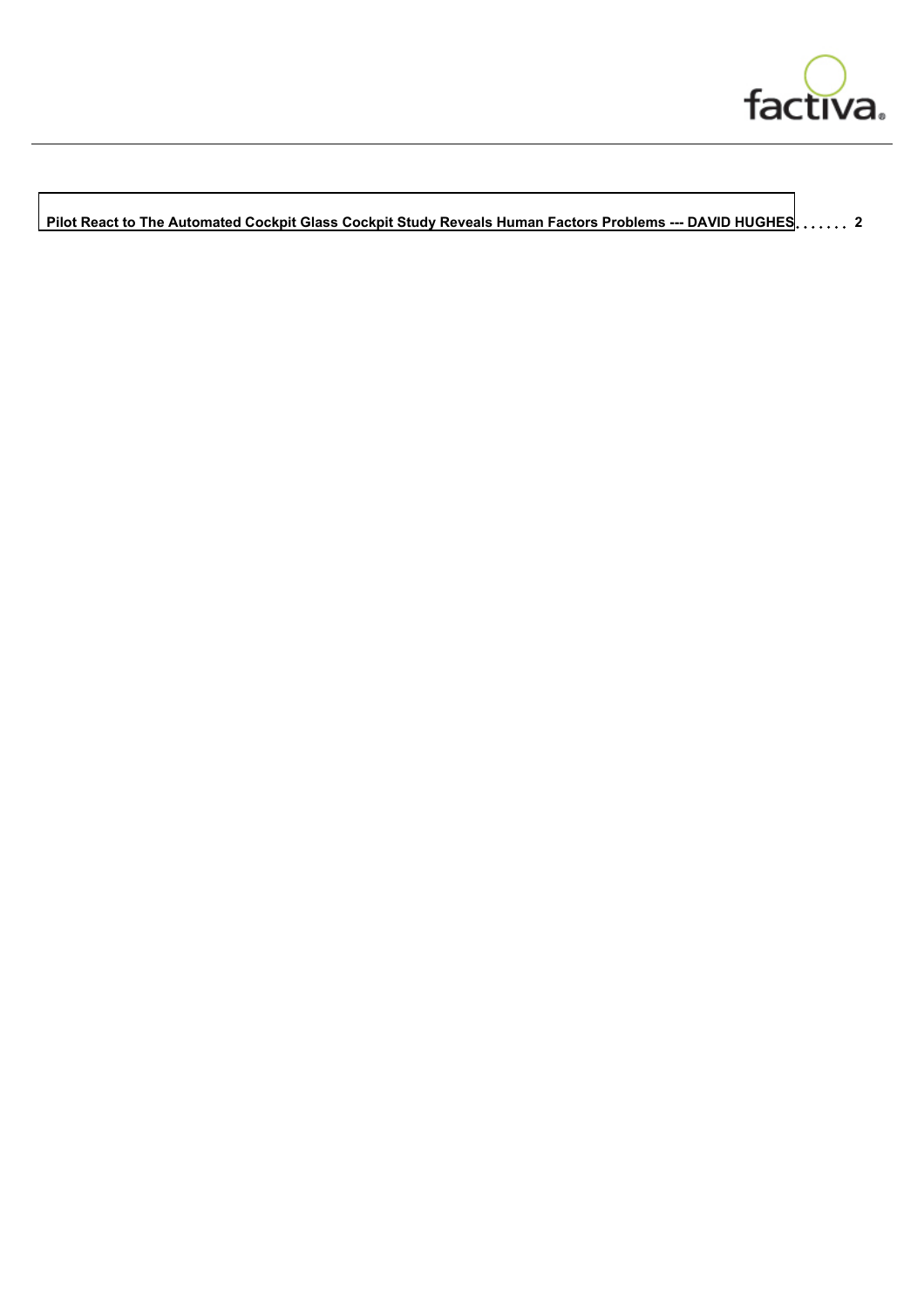Pilot React to The Automated Cockpit Glass Cockpit Study Reveals Human Factors Problems --- DAVID HUGHES . . . . . . . 2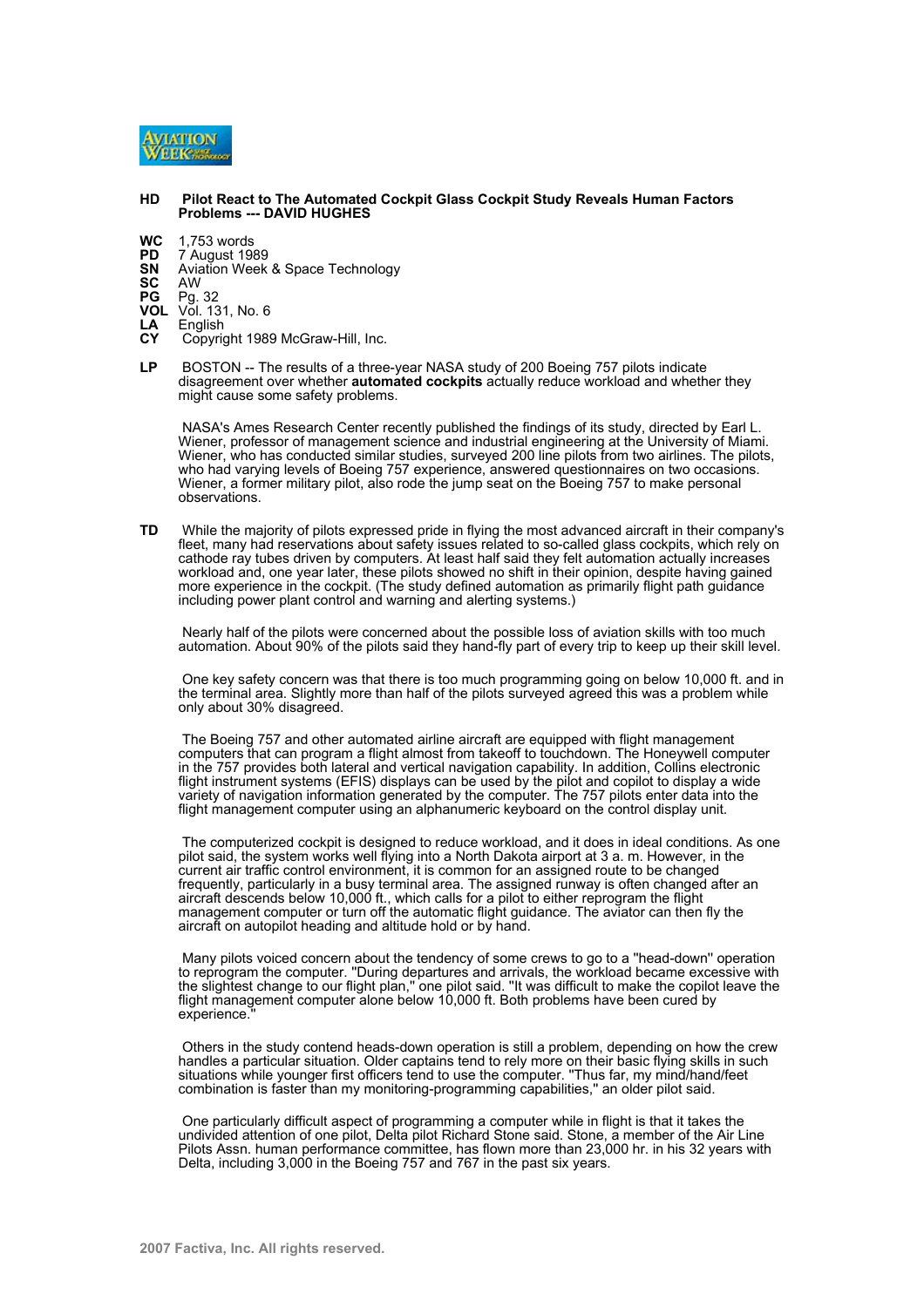**HD Pilot React to The Automated Cockpit Glass Cockpit Study Reveals Human Factors Problems --- DAVID HUGHES**

**WC** 1,753 words
**PD** 7 August 1989
**SN** Aviation Week & Space Technology
**SC** AW
**PG** Pg. 32
**VOL** Vol. 131, No. 6
**LA** English
**CY** Copyright 1989 McGraw-Hill, Inc.

**LP** BOSTON -- The results of a three-year NASA study of 200 Boeing 757 pilots indicate disagreement over whether **automated cockpits** actually reduce workload and whether they might cause some safety problems.

NASA's Ames Research Center recently published the findings of its study, directed by Earl L. Wiener, professor of management science and industrial engineering at the University of Miami. Wiener, who has conducted similar studies, surveyed 200 line pilots from two airlines. The pilots, who had varying levels of Boeing 757 experience, answered questionnaires on two occasions. Wiener, a former military pilot, also rode the jump seat on the Boeing 757 to make personal observations.

**TD** While the majority of pilots expressed pride in flying the most advanced aircraft in their company's fleet, many had reservations about safety issues related to so-called glass cockpits, which rely on cathode ray tubes driven by computers. At least half said they felt automation actually increases workload and, one year later, these pilots showed no shift in their opinion, despite having gained more experience in the cockpit. (The study defined automation as primarily flight path guidance including power plant control and warning and alerting systems.)

Nearly half of the pilots were concerned about the possible loss of aviation skills with too much automation. About 90% of the pilots said they hand-fly part of every trip to keep up their skill level.

One key safety concern was that there is too much programming going on below 10,000 ft. and in the terminal area. Slightly more than half of the pilots surveyed agreed this was a problem while only about 30% disagreed.

The Boeing 757 and other automated airline aircraft are equipped with flight management computers that can program a flight almost from takeoff to touchdown. The Honeywell computer in the 757 provides both lateral and vertical navigation capability. In addition, Collins electronic flight instrument systems (EFIS) displays can be used by the pilot and copilot to display a wide variety of navigation information generated by the computer. The 757 pilots enter data into the flight management computer using an alphanumeric keyboard on the control display unit.

The computerized cockpit is designed to reduce workload, and it does in ideal conditions. As one pilot said, the system works well flying into a North Dakota airport at 3 a. m. However, in the current air traffic control environment, it is common for an assigned route to be changed frequently, particularly in a busy terminal area. The assigned runway is often changed after an aircraft descends below 10,000 ft., which calls for a pilot to either reprogram the flight management computer or turn off the automatic flight guidance. The aviator can then fly the aircraft on autopilot heading and altitude hold or by hand.

Many pilots voiced concern about the tendency of some crews to go to a ''head-down'' operation to reprogram the computer. ''During departures and arrivals, the workload became excessive with the slightest change to our flight plan,'' one pilot said. ''It was difficult to make the copilot leave the flight management computer alone below 10,000 ft. Both problems have been cured by experience.''

Others in the study contend heads-down operation is still a problem, depending on how the crew handles a particular situation. Older captains tend to rely more on their basic flying skills in such situations while younger first officers tend to use the computer. ''Thus far, my mind/hand/feet combination is faster than my monitoring-programming capabilities,'' an older pilot said.

One particularly difficult aspect of programming a computer while in flight is that it takes the undivided attention of one pilot, Delta pilot Richard Stone said. Stone, a member of the Air Line Pilots Assn. human performance committee, has flown more than 23,000 hr. in his 32 years with Delta, including 3,000 in the Boeing 757 and 767 in the past six years.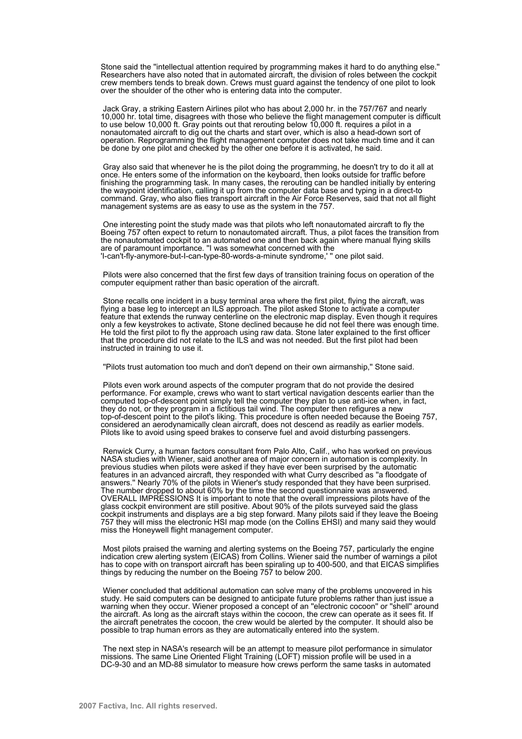Stone said the ''intellectual attention required by programming makes it hard to do anything else.'' Researchers have also noted that in automated aircraft, the division of roles between the cockpit crew members tends to break down. Crews must guard against the tendency of one pilot to look over the shoulder of the other who is entering data into the computer.

Jack Gray, a striking Eastern Airlines pilot who has about 2,000 hr. in the 757/767 and nearly 10,000 hr. total time, disagrees with those who believe the flight management computer is difficult to use below 10,000 ft. Gray points out that rerouting below 10,000 ft. requires a pilot in a nonautomated aircraft to dig out the charts and start over, which is also a head-down sort of operation. Reprogramming the flight management computer does not take much time and it can be done by one pilot and checked by the other one before it is activated, he said.

Gray also said that whenever he is the pilot doing the programming, he doesn't try to do it all at once. He enters some of the information on the keyboard, then looks outside for traffic before finishing the programming task. In many cases, the rerouting can be handled initially by entering the waypoint identification, calling it up from the computer data base and typing in a direct-to command. Gray, who also flies transport aircraft in the Air Force Reserves, said that not all flight management systems are as easy to use as the system in the 757.

One interesting point the study made was that pilots who left nonautomated aircraft to fly the Boeing 757 often expect to return to nonautomated aircraft. Thus, a pilot faces the transition from the nonautomated cockpit to an automated one and then back again where manual flying skills are of paramount importance. ''I was somewhat concerned with the 'I-can't-fly-anymore-but-I-can-type-80-words-a-minute syndrome,' '' one pilot said.

Pilots were also concerned that the first few days of transition training focus on operation of the computer equipment rather than basic operation of the aircraft.

Stone recalls one incident in a busy terminal area where the first pilot, flying the aircraft, was flying a base leg to intercept an ILS approach. The pilot asked Stone to activate a computer feature that extends the runway centerline on the electronic map display. Even though it requires only a few keystrokes to activate, Stone declined because he did not feel there was enough time. He told the first pilot to fly the approach using raw data. Stone later explained to the first officer that the procedure did not relate to the ILS and was not needed. But the first pilot had been instructed in training to use it.

''Pilots trust automation too much and don't depend on their own airmanship,'' Stone said.

Pilots even work around aspects of the computer program that do not provide the desired performance. For example, crews who want to start vertical navigation descents earlier than the computed top-of-descent point simply tell the computer they plan to use anti-ice when, in fact, they do not, or they program in a fictitious tail wind. The computer then refigures a new top-of-descent point to the pilot's liking. This procedure is often needed because the Boeing 757, considered an aerodynamically clean aircraft, does not descend as readily as earlier models. Pilots like to avoid using speed brakes to conserve fuel and avoid disturbing passengers.

Renwick Curry, a human factors consultant from Palo Alto, Calif., who has worked on previous NASA studies with Wiener, said another area of major concern in automation is complexity. In previous studies when pilots were asked if they have ever been surprised by the automatic features in an advanced aircraft, they responded with what Curry described as ''a floodgate of answers.'' Nearly 70% of the pilots in Wiener's study responded that they have been surprised. The number dropped to about 60% by the time the second questionnaire was answered.

**OVERALL IMPRESSIONS** It is important to note that the overall impressions pilots have of the glass cockpit environment are still positive. About 90% of the pilots surveyed said the glass cockpit instruments and displays are a big step forward. Many pilots said if they leave the Boeing 757 they will miss the electronic HSI map mode (on the Collins EHSI) and many said they would miss the Honeywell flight management computer.

Most pilots praised the warning and alerting systems on the Boeing 757, particularly the engine indication crew alerting system (EICAS) from Collins. Wiener said the number of warnings a pilot has to cope with on transport aircraft has been spiraling up to 400-500, and that EICAS simplifies things by reducing the number on the Boeing 757 to below 200.

Wiener concluded that additional automation can solve many of the problems uncovered in his study. He said computers can be designed to anticipate future problems rather than just issue a warning when they occur. Wiener proposed a concept of an ''electronic cocoon'' or ''shell'' around the aircraft. As long as the aircraft stays within the cocoon, the crew can operate as it sees fit. If the aircraft penetrates the cocoon, the crew would be alerted by the computer. It should also be possible to trap human errors as they are automatically entered into the system.

The next step in NASA's research will be an attempt to measure pilot performance in simulator missions. The same Line Oriented Flight Training (LOFT) mission profile will be used in a DC-9-30 and an MD-88 simulator to measure how crews perform the same tasks in automated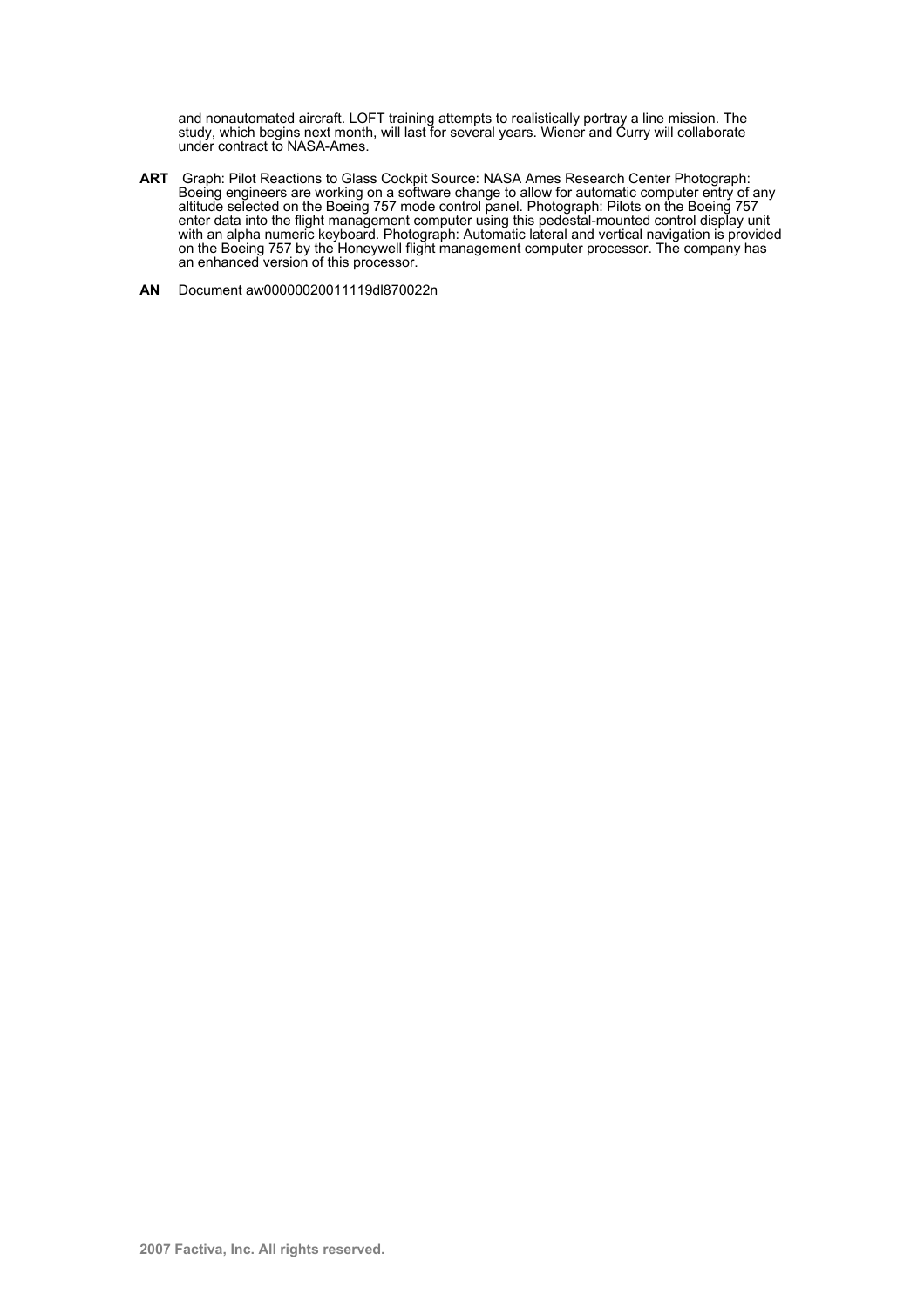and nonautomated aircraft. LOFT training attempts to realistically portray a line mission. The study, which begins next month, will last for several years. Wiener and Curry will collaborate under contract to NASA-Ames.

**ART** Graph: Pilot Reactions to Glass Cockpit Source: NASA Ames Research Center Photograph: Boeing engineers are working on a software change to allow for automatic computer entry of any altitude selected on the Boeing 757 mode control panel. Photograph: Pilots on the Boeing 757 enter data into the flight management computer using this pedestal-mounted control display unit with an alpha numeric keyboard. Photograph: Automatic lateral and vertical navigation is provided on the Boeing 757 by the Honeywell flight management computer processor. The company has an enhanced version of this processor.

**AN** Document aw00000020011119dl870022n